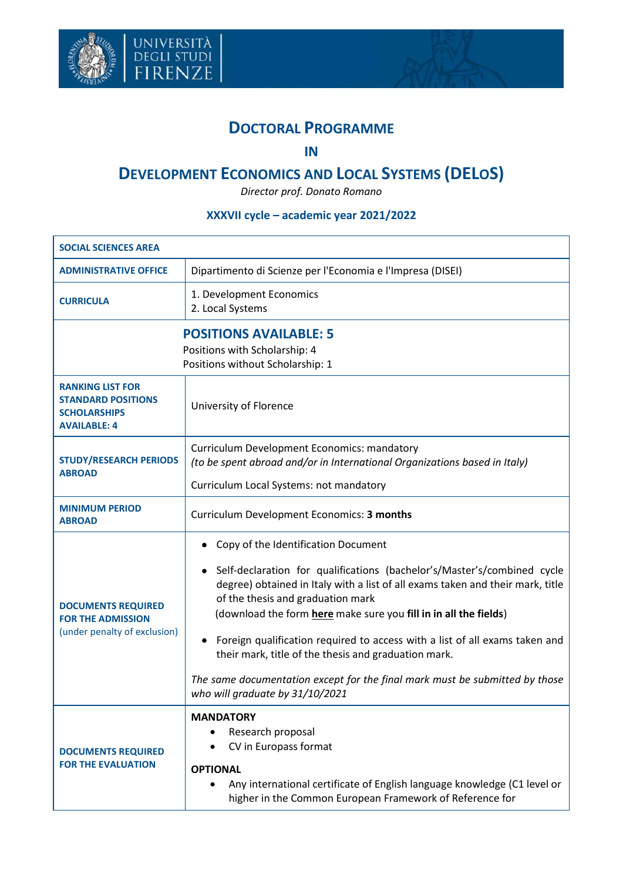# DOCTORAL PROGRAMME

## IN

# DEVELOPMENT ECONOMICS AND LOCAL SYSTEMS (DELoS)

*Director prof. Donato Romano*

### XXXVII cycle – academic year 2021/2022

| SOCIAL SCIENCES AREA | |
|---|---|
| **ADMINISTRATIVE OFFICE** | Dipartimento di Scienze per l'Economia e l'Impresa (DISEI) |
| **CURRICULA** | 1. Development Economics<br>2. Local Systems |
| **POSITIONS AVAILABLE: 5**<br>Positions with Scholarship: 4<br>Positions without Scholarship: 1 | |
| **RANKING LIST FOR STANDARD POSITIONS SCHOLARSHIPS AVAILABLE: 4** | University of Florence |
| **STUDY/RESEARCH PERIODS ABROAD** | Curriculum Development Economics: mandatory<br>*(to be spent abroad and/or in International Organizations based in Italy)*<br>Curriculum Local Systems: not mandatory |
| **MINIMUM PERIOD ABROAD** | Curriculum Development Economics: **3 months** |
| **DOCUMENTS REQUIRED FOR THE ADMISSION** (under penalty of exclusion) | • Copy of the Identification Document<br>• Self-declaration for qualifications (bachelor's/Master's/combined cycle degree) obtained in Italy with a list of all exams taken and their mark, title of the thesis and graduation mark (download the form **here** make sure you **fill in in all the fields**)<br>• Foreign qualification required to access with a list of all exams taken and their mark, title of the thesis and graduation mark.<br>*The same documentation except for the final mark must be submitted by those who will graduate by 31/10/2021* |
| **DOCUMENTS REQUIRED FOR THE EVALUATION** | **MANDATORY**<br>• Research proposal<br>• CV in Europass format<br>**OPTIONAL**<br>• Any international certificate of English language knowledge (C1 level or higher in the Common European Framework of Reference for |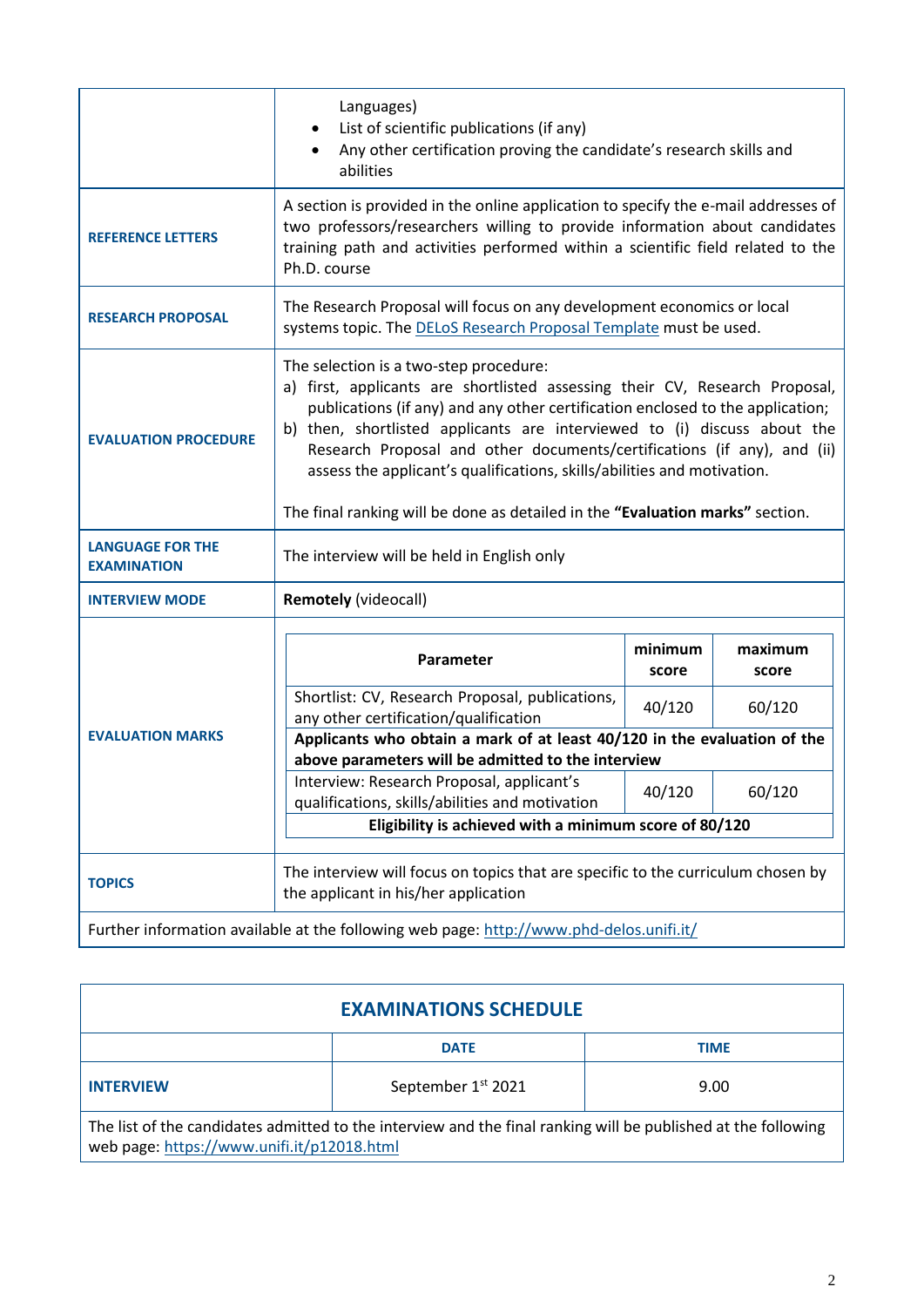| | |
|---|---|
| | Languages)<br>• List of scientific publications (if any)<br>• Any other certification proving the candidate's research skills and abilities |
| **REFERENCE LETTERS** | A section is provided in the online application to specify the e-mail addresses of two professors/researchers willing to provide information about candidates training path and activities performed within a scientific field related to the Ph.D. course |
| **RESEARCH PROPOSAL** | The Research Proposal will focus on any development economics or local systems topic. The [DELoS Research Proposal Template]() must be used. |
| **EVALUATION PROCEDURE** | The selection is a two-step procedure:<br>a) first, applicants are shortlisted assessing their CV, Research Proposal, publications (if any) and any other certification enclosed to the application;<br>b) then, shortlisted applicants are interviewed to (i) discuss about the Research Proposal and other documents/certifications (if any), and (ii) assess the applicant's qualifications, skills/abilities and motivation.<br><br>The final ranking will be done as detailed in the **"Evaluation marks"** section. |
| **LANGUAGE FOR THE EXAMINATION** | The interview will be held in English only |
| **INTERVIEW MODE** | **Remotely** (videocall) |
| **EVALUATION MARKS** | (see table below) |
| **TOPICS** | The interview will focus on topics that are specific to the curriculum chosen by the applicant in his/her application |

**EVALUATION MARKS**

| Parameter | minimum score | maximum score |
|---|---|---|
| Shortlist: CV, Research Proposal, publications, any other certification/qualification | 40/120 | 60/120 |
| **Applicants who obtain a mark of at least 40/120 in the evaluation of the above parameters will be admitted to the interview** | | |
| Interview: Research Proposal, applicant's qualifications, skills/abilities and motivation | 40/120 | 60/120 |
| **Eligibility is achieved with a minimum score of 80/120** | | |

Further information available at the following web page: http://www.phd-delos.unifi.it/

## EXAMINATIONS SCHEDULE

| | DATE | TIME |
|---|---|---|
| **INTERVIEW** | September 1st 2021 | 9.00 |

The list of the candidates admitted to the interview and the final ranking will be published at the following web page: https://www.unifi.it/p12018.html